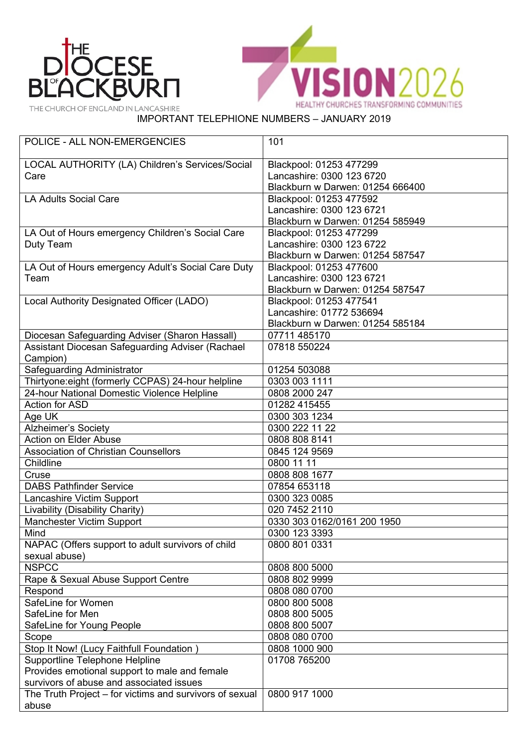THE DIOCESE OF BLACKBURN
THE CHURCH OF ENGLAND IN LANCASHIRE

VISION2026
HEALTHY CHURCHES TRANSFORMING COMMUNITIES

# IMPORTANT TELEPHONE NUMBERS – JANUARY 2019

| | |
|---|---|
| POLICE - ALL NON-EMERGENCIES | 101 |
| LOCAL AUTHORITY (LA) Children's Services/Social Care | Blackpool: 01253 477299<br>Lancashire: 0300 123 6720<br>Blackburn w Darwen: 01254 666400 |
| LA Adults Social Care | Blackpool: 01253 477592<br>Lancashire: 0300 123 6721<br>Blackburn w Darwen: 01254 585949 |
| LA Out of Hours emergency Children's Social Care Duty Team | Blackpool: 01253 477299<br>Lancashire: 0300 123 6722<br>Blackburn w Darwen: 01254 587547 |
| LA Out of Hours emergency Adult's Social Care Duty Team | Blackpool: 01253 477600<br>Lancashire: 0300 123 6721<br>Blackburn w Darwen: 01254 587547 |
| Local Authority Designated Officer (LADO) | Blackpool: 01253 477541<br>Lancashire: 01772 536694<br>Blackburn w Darwen: 01254 585184 |
| Diocesan Safeguarding Adviser (Sharon Hassall) | 07711 485170 |
| Assistant Diocesan Safeguarding Adviser (Rachael Campion) | 07818 550224 |
| Safeguarding Administrator | 01254 503088 |
| Thirtyone:eight (formerly CCPAS) 24-hour helpline | 0303 003 1111 |
| 24-hour National Domestic Violence Helpline | 0808 2000 247 |
| Action for ASD | 01282 415455 |
| Age UK | 0300 303 1234 |
| Alzheimer's Society | 0300 222 11 22 |
| Action on Elder Abuse | 0808 808 8141 |
| Association of Christian Counsellors | 0845 124 9569 |
| Childline | 0800 11 11 |
| Cruse | 0808 808 1677 |
| DABS Pathfinder Service | 07854 653118 |
| Lancashire Victim Support | 0300 323 0085 |
| Livability (Disability Charity) | 020 7452 2110 |
| Manchester Victim Support | 0330 303 0162/0161 200 1950 |
| Mind | 0300 123 3393 |
| NAPAC (Offers support to adult survivors of child sexual abuse) | 0800 801 0331 |
| NSPCC | 0808 800 5000 |
| Rape & Sexual Abuse Support Centre | 0808 802 9999 |
| Respond | 0808 080 0700 |
| SafeLine for Women<br>SafeLine for Men<br>SafeLine for Young People | 0800 800 5008<br>0808 800 5005<br>0808 800 5007 |
| Scope | 0808 080 0700 |
| Stop It Now! (Lucy Faithfull Foundation ) | 0808 1000 900 |
| Supportline Telephone Helpline<br>Provides emotional support to male and female survivors of abuse and associated issues | 01708 765200 |
| The Truth Project – for victims and survivors of sexual abuse | 0800 917 1000 |